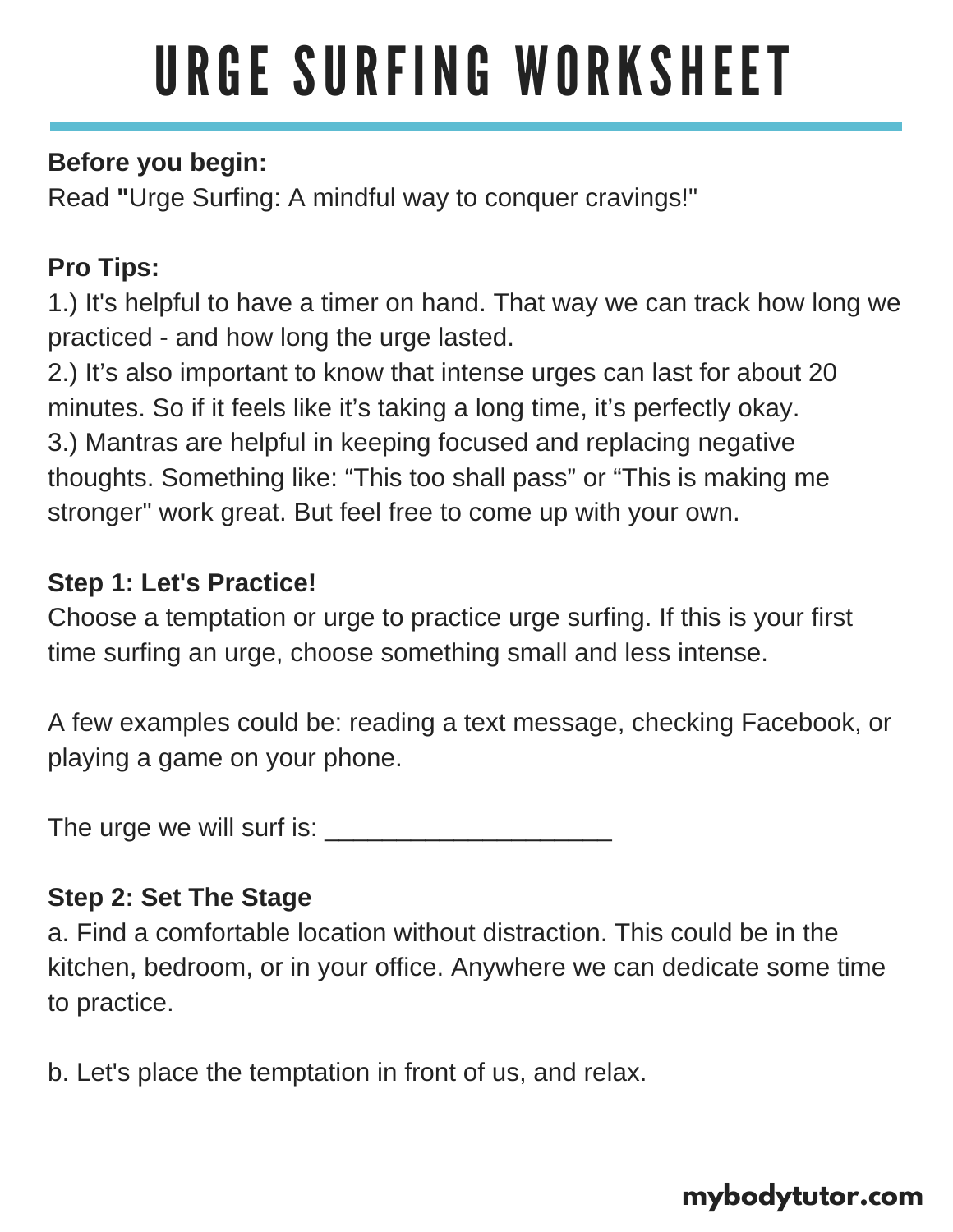# URGE SURFING WORKSHEET

**Before you begin:**
Read **"**Urge Surfing: A mindful way to conquer cravings!"

**Pro Tips:**
1.) It's helpful to have a timer on hand. That way we can track how long we practiced - and how long the urge lasted.
2.) It's also important to know that intense urges can last for about 20 minutes. So if it feels like it's taking a long time, it's perfectly okay.
3.) Mantras are helpful in keeping focused and replacing negative thoughts. Something like: "This too shall pass" or "This is making me stronger" work great. But feel free to come up with your own.

**Step 1: Let's Practice!**
Choose a temptation or urge to practice urge surfing. If this is your first time surfing an urge, choose something small and less intense.

A few examples could be: reading a text message, checking Facebook, or playing a game on your phone.

The urge we will surf is: ____________________

**Step 2: Set The Stage**
a. Find a comfortable location without distraction. This could be in the kitchen, bedroom, or in your office. Anywhere we can dedicate some time to practice.

b. Let's place the temptation in front of us, and relax.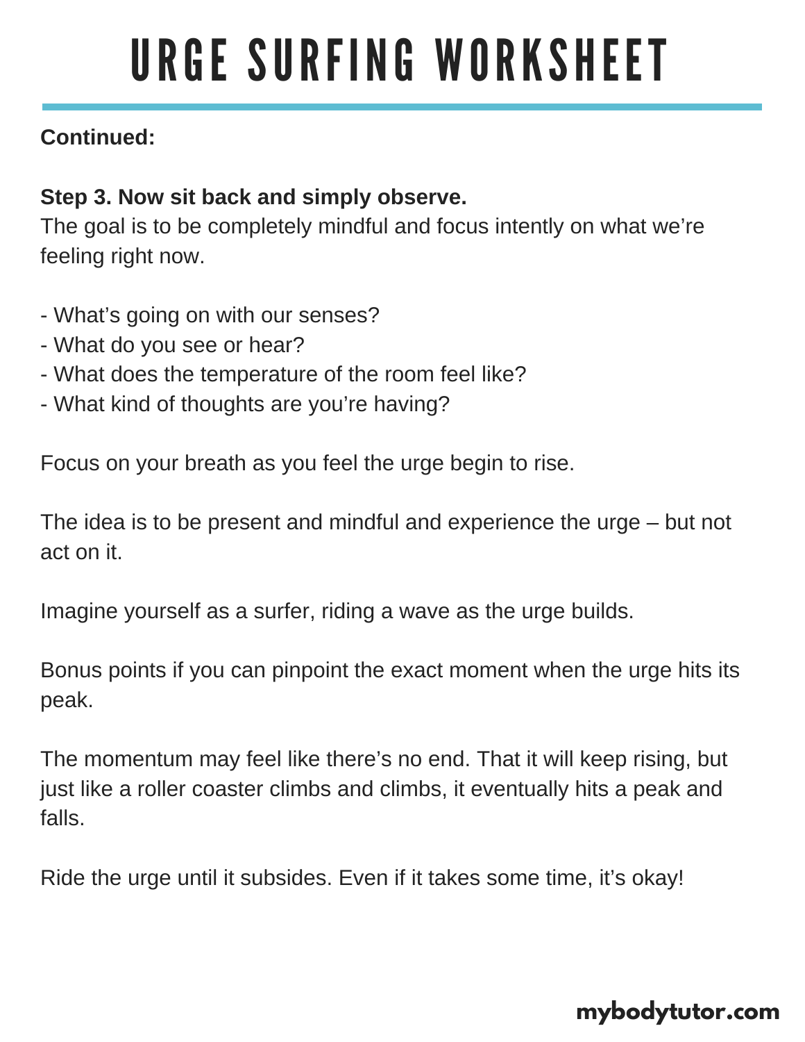# URGE SURFING WORKSHEET

**Continued:**

**Step 3. Now sit back and simply observe.**
The goal is to be completely mindful and focus intently on what we're feeling right now.

- What's going on with our senses?
- What do you see or hear?
- What does the temperature of the room feel like?
- What kind of thoughts are you're having?

Focus on your breath as you feel the urge begin to rise.

The idea is to be present and mindful and experience the urge – but not act on it.

Imagine yourself as a surfer, riding a wave as the urge builds.

Bonus points if you can pinpoint the exact moment when the urge hits its peak.

The momentum may feel like there's no end. That it will keep rising, but just like a roller coaster climbs and climbs, it eventually hits a peak and falls.

Ride the urge until it subsides. Even if it takes some time, it's okay!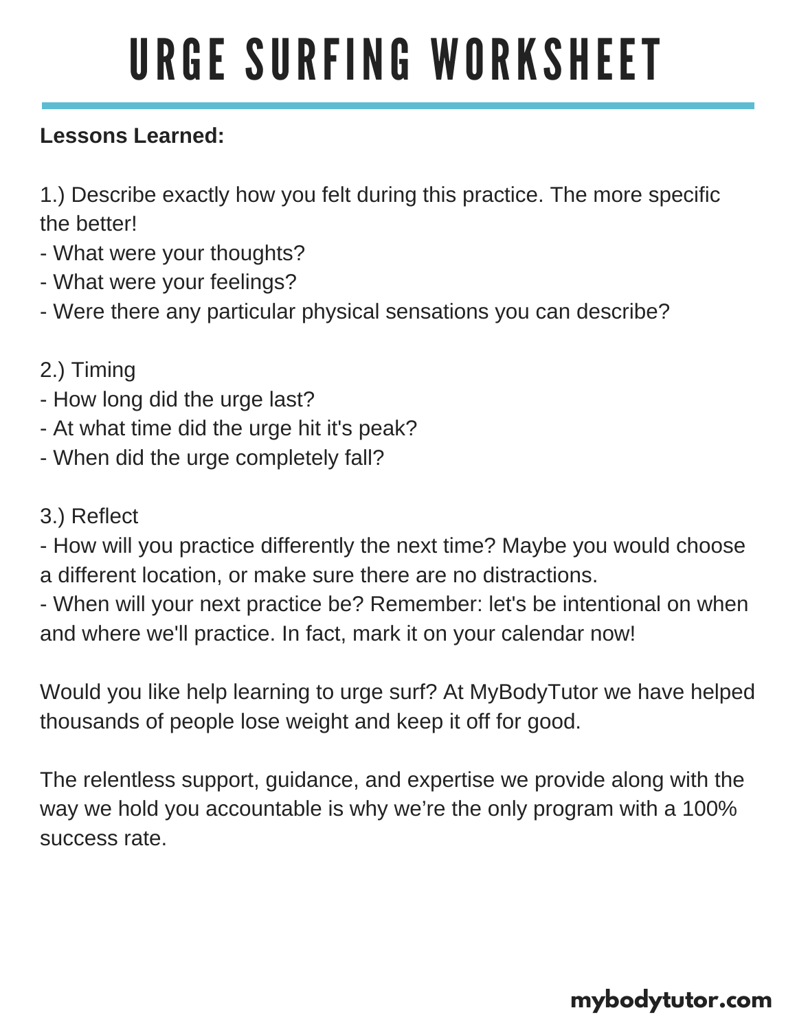# URGE SURFING WORKSHEET

**Lessons Learned:**

1.) Describe exactly how you felt during this practice. The more specific the better!
- What were your thoughts?
- What were your feelings?
- Were there any particular physical sensations you can describe?

2.) Timing
- How long did the urge last?
- At what time did the urge hit it's peak?
- When did the urge completely fall?

3.) Reflect
- How will you practice differently the next time? Maybe you would choose a different location, or make sure there are no distractions.
- When will your next practice be? Remember: let's be intentional on when and where we'll practice. In fact, mark it on your calendar now!

Would you like help learning to urge surf? At MyBodyTutor we have helped thousands of people lose weight and keep it off for good.

The relentless support, guidance, and expertise we provide along with the way we hold you accountable is why we're the only program with a 100% success rate.

**mybodytutor.com**